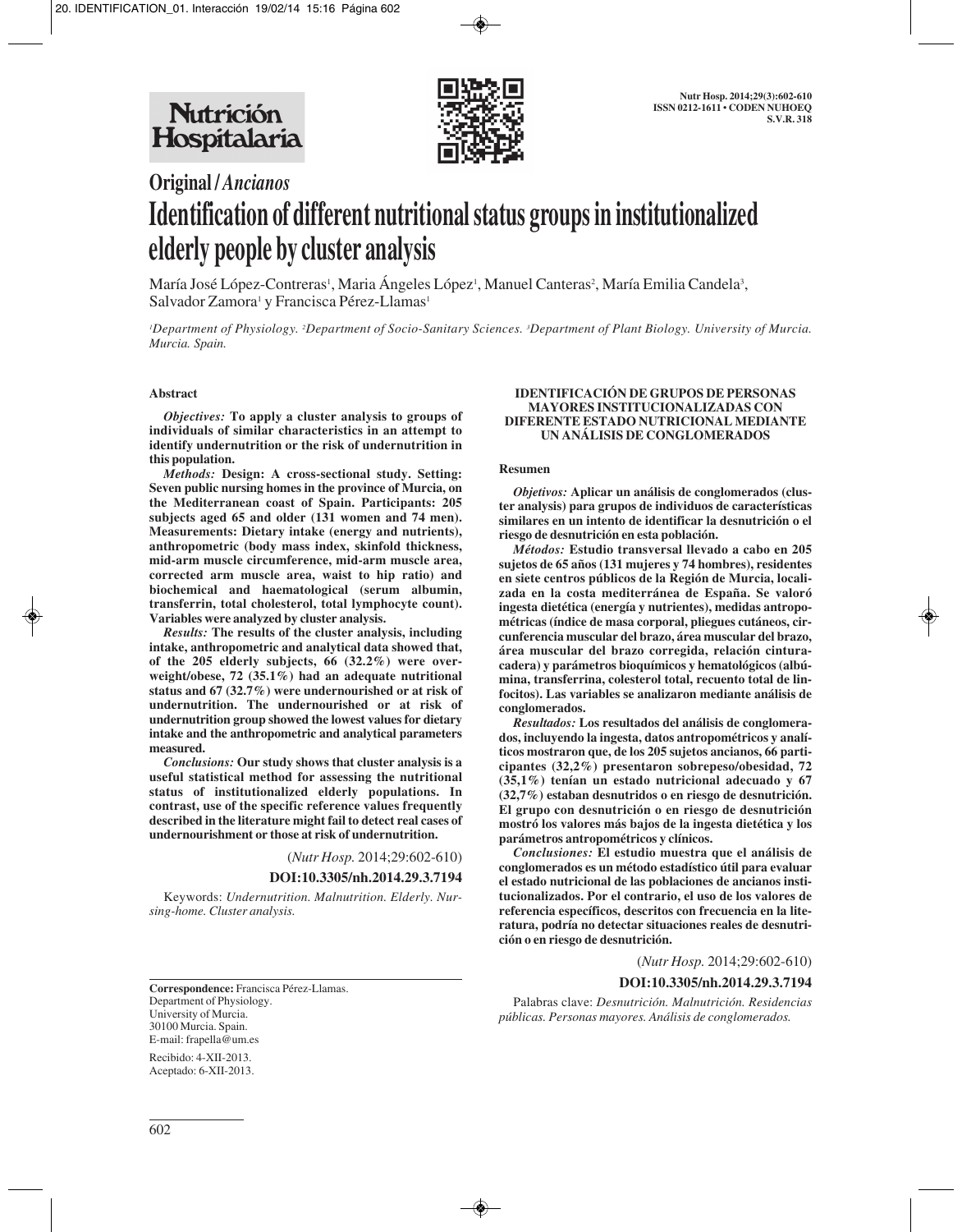**Original / *Ancianos***

# Identification of different nutritional status groups in institutionalized elderly people by cluster analysis

María José López-Contreras[1], Maria Ángeles López[1], Manuel Canteras[2], María Emilia Candela[3], Salvador Zamora[1] y Francisca Pérez-Llamas[1]

*[1]Department of Physiology. [2]Department of Socio-Sanitary Sciences. [3]Department of Plant Biology. University of Murcia. Murcia. Spain.*

## Abstract

***Objectives:*** **To apply a cluster analysis to groups of individuals of similar characteristics in an attempt to identify undernutrition or the risk of undernutrition in this population.**

***Methods:*** **Design: A cross-sectional study. Setting: Seven public nursing homes in the province of Murcia, on the Mediterranean coast of Spain. Participants: 205 subjects aged 65 and older (131 women and 74 men). Measurements: Dietary intake (energy and nutrients), anthropometric (body mass index, skinfold thickness, mid-arm muscle circumference, mid-arm muscle area, corrected arm muscle area, waist to hip ratio) and biochemical and haematological (serum albumin, transferrin, total cholesterol, total lymphocyte count). Variables were analyzed by cluster analysis.**

***Results:*** **The results of the cluster analysis, including intake, anthropometric and analytical data showed that, of the 205 elderly subjects, 66 (32.2%) were overweight/obese, 72 (35.1%) had an adequate nutritional status and 67 (32.7%) were undernourished or at risk of undernutrition. The undernourished or at risk of undernutrition group showed the lowest values for dietary intake and the anthropometric and analytical parameters measured.**

***Conclusions:*** **Our study shows that cluster analysis is a useful statistical method for assessing the nutritional status of institutionalized elderly populations. In contrast, use of the specific reference values frequently described in the literature might fail to detect real cases of undernourishment or those at risk of undernutrition.**

(*Nutr Hosp.* 2014;29:602-610)

**DOI:10.3305/nh.2014.29.3.7194**

Keywords: *Undernutrition. Malnutrition. Elderly. Nursing-home. Cluster analysis.*

**Correspondence:** Francisca Pérez-Llamas.
Department of Physiology.
University of Murcia.
30100 Murcia. Spain.
E-mail: frapella@um.es

Recibido: 4-XII-2013.
Aceptado: 6-XII-2013.

## IDENTIFICACIÓN DE GRUPOS DE PERSONAS MAYORES INSTITUCIONALIZADAS CON DIFERENTE ESTADO NUTRICIONAL MEDIANTE UN ANÁLISIS DE CONGLOMERADOS

### Resumen

***Objetivos:*** **Aplicar un análisis de conglomerados (cluster analysis) para grupos de individuos de características similares en un intento de identificar la desnutrición o el riesgo de desnutrición en esta población.**

***Métodos:*** **Estudio transversal llevado a cabo en 205 sujetos de 65 años (131 mujeres y 74 hombres), residentes en siete centros públicos de la Región de Murcia, localizada en la costa mediterránea de España. Se valoró ingesta dietética (energía y nutrientes), medidas antropométricas (índice de masa corporal, pliegues cutáneos, circunferencia muscular del brazo, área muscular del brazo, área muscular del brazo corregida, relación cintura-cadera) y parámetros bioquímicos y hematológicos (albúmina, transferrina, colesterol total, recuento total de linfocitos). Las variables se analizaron mediante análisis de conglomerados.**

***Resultados:*** **Los resultados del análisis de conglomerados, incluyendo la ingesta, datos antropométricos y analíticos mostraron que, de los 205 sujetos ancianos, 66 participantes (32,2%) presentaron sobrepeso/obesidad, 72 (35,1%) tenían un estado nutricional adecuado y 67 (32,7%) estaban desnutridos o en riesgo de desnutrición. El grupo con desnutrición o en riesgo de desnutrición mostró los valores más bajos de la ingesta dietética y los parámetros antropométricos y clínicos.**

***Conclusiones:*** **El estudio muestra que el análisis de conglomerados es un método estadístico útil para evaluar el estado nutricional de las poblaciones de ancianos institucionalizados. Por el contrario, el uso de los valores de referencia específicos, descritos con frecuencia en la literatura, podría no detectar situaciones reales de desnutrición o en riesgo de desnutrición.**

(*Nutr Hosp.* 2014;29:602-610)

**DOI:10.3305/nh.2014.29.3.7194**

Palabras clave: *Desnutrición. Malnutrición. Residencias públicas. Personas mayores. Análisis de conglomerados.*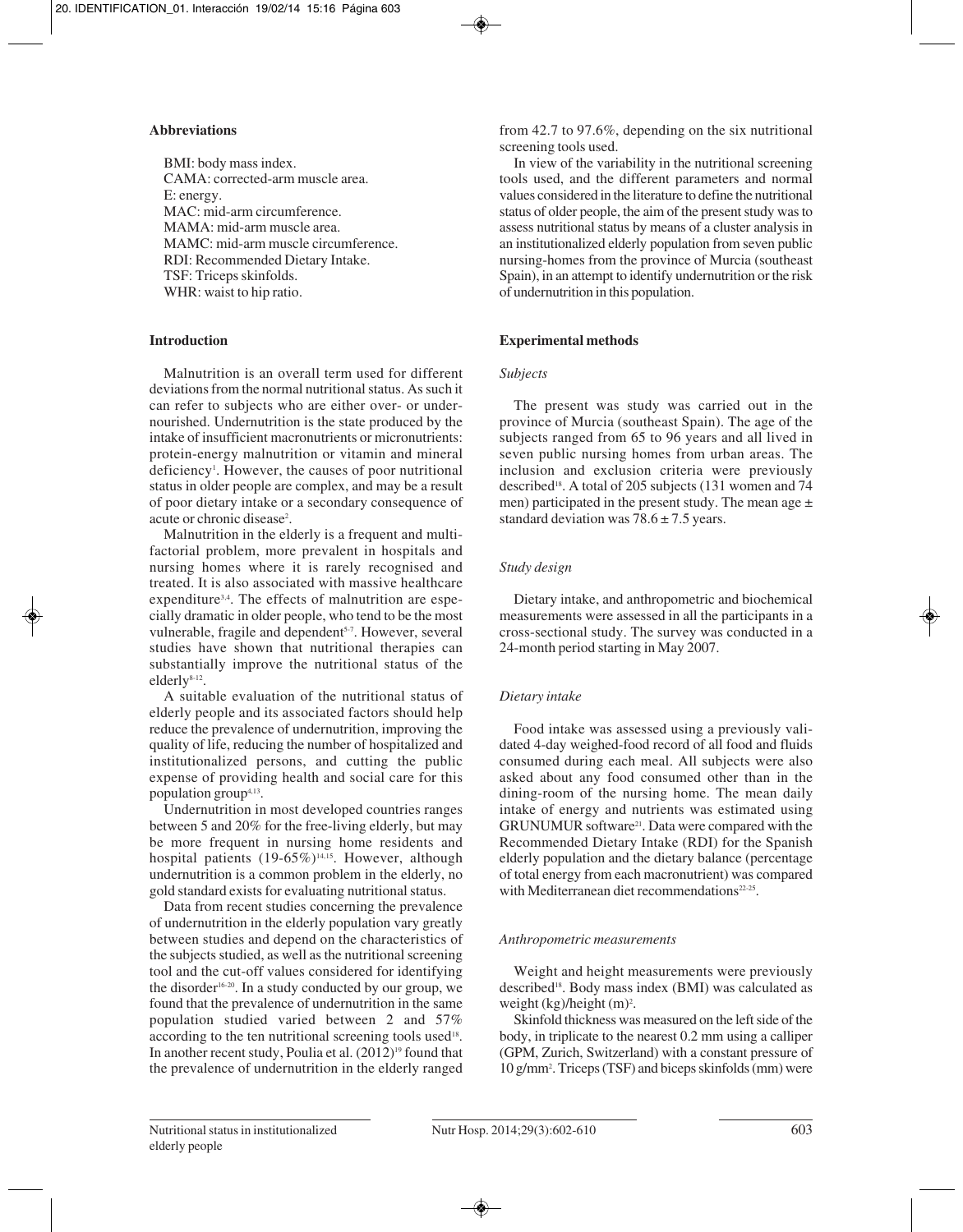### Abbreviations

BMI: body mass index.
CAMA: corrected-arm muscle area.
E: energy.
MAC: mid-arm circumference.
MAMA: mid-arm muscle area.
MAMC: mid-arm muscle circumference.
RDI: Recommended Dietary Intake.
TSF: Triceps skinfolds.
WHR: waist to hip ratio.

### Introduction

Malnutrition is an overall term used for different deviations from the normal nutritional status. As such it can refer to subjects who are either over- or undernourished. Undernutrition is the state produced by the intake of insufficient macronutrients or micronutrients: protein-energy malnutrition or vitamin and mineral deficiency[1]. However, the causes of poor nutritional status in older people are complex, and may be a result of poor dietary intake or a secondary consequence of acute or chronic disease[2].

Malnutrition in the elderly is a frequent and multifactorial problem, more prevalent in hospitals and nursing homes where it is rarely recognised and treated. It is also associated with massive healthcare expenditure[3,4]. The effects of malnutrition are especially dramatic in older people, who tend to be the most vulnerable, fragile and dependent[5-7]. However, several studies have shown that nutritional therapies can substantially improve the nutritional status of the elderly[8-12].

A suitable evaluation of the nutritional status of elderly people and its associated factors should help reduce the prevalence of undernutrition, improving the quality of life, reducing the number of hospitalized and institutionalized persons, and cutting the public expense of providing health and social care for this population group[4,13].

Undernutrition in most developed countries ranges between 5 and 20% for the free-living elderly, but may be more frequent in nursing home residents and hospital patients (19-65%)[14,15]. However, although undernutrition is a common problem in the elderly, no gold standard exists for evaluating nutritional status.

Data from recent studies concerning the prevalence of undernutrition in the elderly population vary greatly between studies and depend on the characteristics of the subjects studied, as well as the nutritional screening tool and the cut-off values considered for identifying the disorder[16-20]. In a study conducted by our group, we found that the prevalence of undernutrition in the same population studied varied between 2 and 57% according to the ten nutritional screening tools used[18]. In another recent study, Poulia et al. (2012)[19] found that the prevalence of undernutrition in the elderly ranged from 42.7 to 97.6%, depending on the six nutritional screening tools used.

In view of the variability in the nutritional screening tools used, and the different parameters and normal values considered in the literature to define the nutritional status of older people, the aim of the present study was to assess nutritional status by means of a cluster analysis in an institutionalized elderly population from seven public nursing-homes from the province of Murcia (southeast Spain), in an attempt to identify undernutrition or the risk of undernutrition in this population.

### Experimental methods

#### *Subjects*

The present was study was carried out in the province of Murcia (southeast Spain). The age of the subjects ranged from 65 to 96 years and all lived in seven public nursing homes from urban areas. The inclusion and exclusion criteria were previously described[18]. A total of 205 subjects (131 women and 74 men) participated in the present study. The mean age ± standard deviation was 78.6 ± 7.5 years.

#### *Study design*

Dietary intake, and anthropometric and biochemical measurements were assessed in all the participants in a cross-sectional study. The survey was conducted in a 24-month period starting in May 2007.

#### *Dietary intake*

Food intake was assessed using a previously validated 4-day weighed-food record of all food and fluids consumed during each meal. All subjects were also asked about any food consumed other than in the dining-room of the nursing home. The mean daily intake of energy and nutrients was estimated using GRUNUMUR software[21]. Data were compared with the Recommended Dietary Intake (RDI) for the Spanish elderly population and the dietary balance (percentage of total energy from each macronutrient) was compared with Mediterranean diet recommendations[22-25].

#### *Anthropometric measurements*

Weight and height measurements were previously described[18]. Body mass index (BMI) was calculated as weight (kg)/height (m)$^2$.

Skinfold thickness was measured on the left side of the body, in triplicate to the nearest 0.2 mm using a calliper (GPM, Zurich, Switzerland) with a constant pressure of 10 g/mm$^2$. Triceps (TSF) and biceps skinfolds (mm) were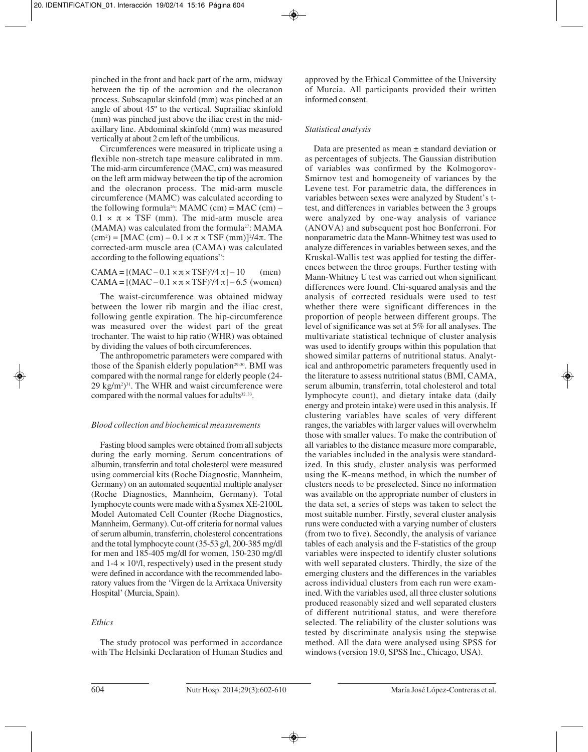pinched in the front and back part of the arm, midway between the tip of the acromion and the olecranon process. Subscapular skinfold (mm) was pinched at an angle of about 45º to the vertical. Suprailiac skinfold (mm) was pinched just above the iliac crest in the mid-axillary line. Abdominal skinfold (mm) was measured vertically at about 2 cm left of the umbilicus.

Circumferences were measured in triplicate using a flexible non-stretch tape measure calibrated in mm. The mid-arm circumference (MAC, cm) was measured on the left arm midway between the tip of the acromion and the olecranon process. The mid-arm muscle circumference (MAMC) was calculated according to the following formula[26]: MAMC (cm) = MAC (cm) – $0.1 \times \pi \times$ TSF (mm). The mid-arm muscle area (MAMA) was calculated from the formula[27]: MAMA (cm$^2$) = [MAC (cm) – $0.1 \times \pi \times$ TSF (mm)]$^2/4\pi$. The corrected-arm muscle area (CAMA) was calculated according to the following equations[28]:

$$\text{CAMA} = [(\text{MAC} - 0.1 \times \pi \times \text{TSF})^2/4\pi] - 10 \quad \text{(men)}$$
$$\text{CAMA} = [(\text{MAC} - 0.1 \times \pi \times \text{TSF})^2/4\pi] - 6.5 \quad \text{(women)}$$

The waist-circumference was obtained midway between the lower rib margin and the iliac crest, following gentle expiration. The hip-circumference was measured over the widest part of the great trochanter. The waist to hip ratio (WHR) was obtained by dividing the values of both circumferences.

The anthropometric parameters were compared with those of the Spanish elderly population[29-30]. BMI was compared with the normal range for elderly people (24-29 kg/m$^2$)[31]. The WHR and waist circumference were compared with the normal values for adults[32, 33].

### *Blood collection and biochemical measurements*

Fasting blood samples were obtained from all subjects during the early morning. Serum concentrations of albumin, transferrin and total cholesterol were measured using commercial kits (Roche Diagnostic, Mannheim, Germany) on an automated sequential multiple analyser (Roche Diagnostics, Mannheim, Germany). Total lymphocyte counts were made with a Sysmex XE-2100L Model Automated Cell Counter (Roche Diagnostics, Mannheim, Germany). Cut-off criteria for normal values of serum albumin, transferrin, cholesterol concentrations and the total lymphocyte count (35-53 g/l, 200-385 mg/dl for men and 185-405 mg/dl for women, 150-230 mg/dl and $1\text{-}4 \times 10^9$/l, respectively) used in the present study were defined in accordance with the recommended laboratory values from the 'Virgen de la Arrixaca University Hospital' (Murcia, Spain).

### *Ethics*

The study protocol was performed in accordance with The Helsinki Declaration of Human Studies and approved by the Ethical Committee of the University of Murcia. All participants provided their written informed consent.

### *Statistical analysis*

Data are presented as mean ± standard deviation or as percentages of subjects. The Gaussian distribution of variables was confirmed by the Kolmogorov-Smirnov test and homogeneity of variances by the Levene test. For parametric data, the differences in variables between sexes were analyzed by Student's t-test, and differences in variables between the 3 groups were analyzed by one-way analysis of variance (ANOVA) and subsequent post hoc Bonferroni. For nonparametric data the Mann-Whitney test was used to analyze differences in variables between sexes, and the Kruskal-Wallis test was applied for testing the differences between the three groups. Further testing with Mann-Whitney U test was carried out when significant differences were found. Chi-squared analysis and the analysis of corrected residuals were used to test whether there were significant differences in the proportion of people between different groups. The level of significance was set at 5% for all analyses. The multivariate statistical technique of cluster analysis was used to identify groups within this population that showed similar patterns of nutritional status. Analytical and anthropometric parameters frequently used in the literature to assess nutritional status (BMI, CAMA, serum albumin, transferrin, total cholesterol and total lymphocyte count), and dietary intake data (daily energy and protein intake) were used in this analysis. If clustering variables have scales of very different ranges, the variables with larger values will overwhelm those with smaller values. To make the contribution of all variables to the distance measure more comparable, the variables included in the analysis were standardized. In this study, cluster analysis was performed using the K-means method, in which the number of clusters needs to be preselected. Since no information was available on the appropriate number of clusters in the data set, a series of steps was taken to select the most suitable number. Firstly, several cluster analysis runs were conducted with a varying number of clusters (from two to five). Secondly, the analysis of variance tables of each analysis and the F-statistics of the group variables were inspected to identify cluster solutions with well separated clusters. Thirdly, the size of the emerging clusters and the differences in the variables across individual clusters from each run were examined. With the variables used, all three cluster solutions produced reasonably sized and well separated clusters of different nutritional status, and were therefore selected. The reliability of the cluster solutions was tested by discriminate analysis using the stepwise method. All the data were analysed using SPSS for windows (version 19.0, SPSS Inc., Chicago, USA).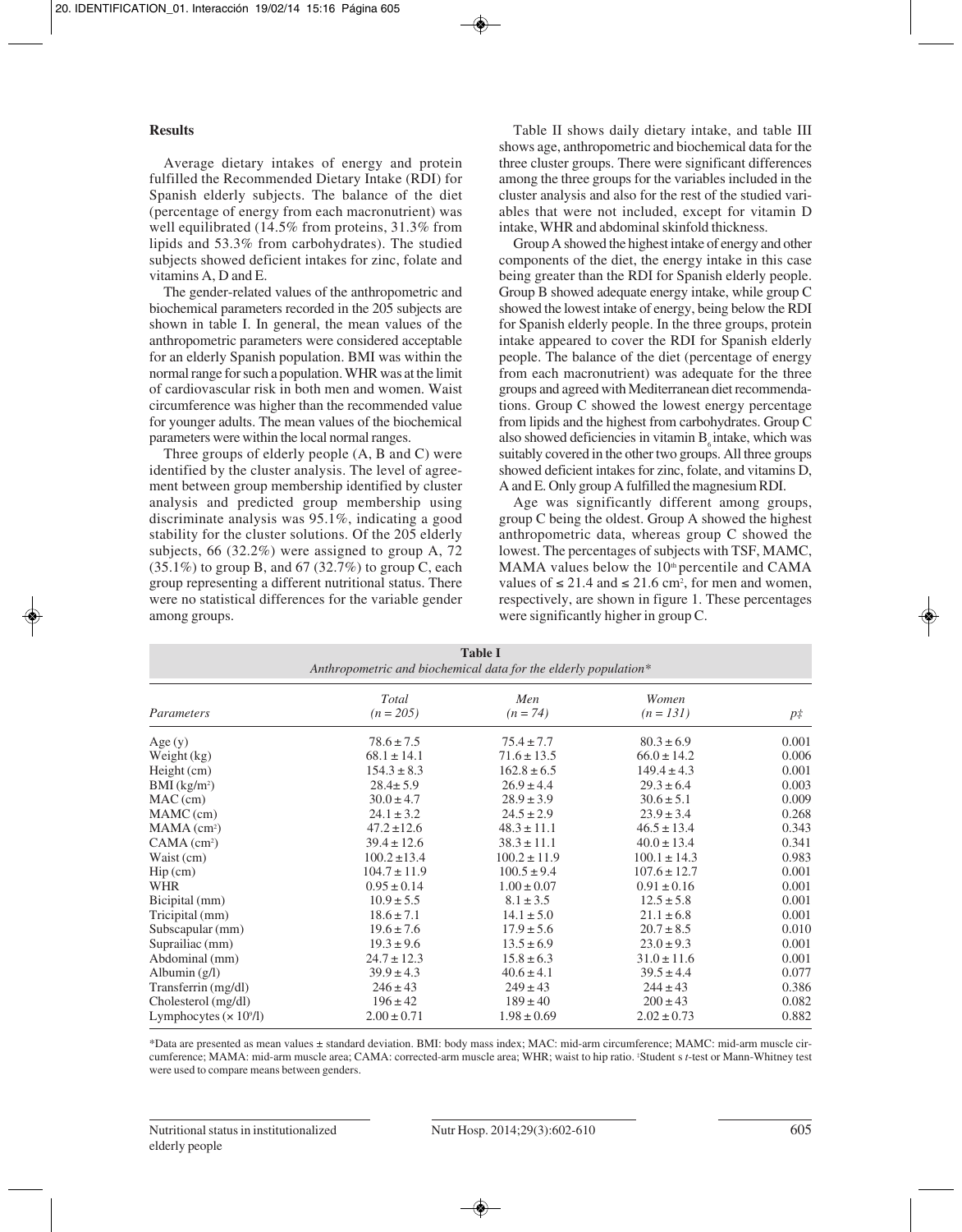### Results

Average dietary intakes of energy and protein fulfilled the Recommended Dietary Intake (RDI) for Spanish elderly subjects. The balance of the diet (percentage of energy from each macronutrient) was well equilibrated (14.5% from proteins, 31.3% from lipids and 53.3% from carbohydrates). The studied subjects showed deficient intakes for zinc, folate and vitamins A, D and E.

The gender-related values of the anthropometric and biochemical parameters recorded in the 205 subjects are shown in table I. In general, the mean values of the anthropometric parameters were considered acceptable for an elderly Spanish population. BMI was within the normal range for such a population. WHR was at the limit of cardiovascular risk in both men and women. Waist circumference was higher than the recommended value for younger adults. The mean values of the biochemical parameters were within the local normal ranges.

Three groups of elderly people (A, B and C) were identified by the cluster analysis. The level of agreement between group membership identified by cluster analysis and predicted group membership using discriminate analysis was 95.1%, indicating a good stability for the cluster solutions. Of the 205 elderly subjects, 66 (32.2%) were assigned to group A, 72 (35.1%) to group B, and 67 (32.7%) to group C, each group representing a different nutritional status. There were no statistical differences for the variable gender among groups.

Table II shows daily dietary intake, and table III shows age, anthropometric and biochemical data for the three cluster groups. There were significant differences among the three groups for the variables included in the cluster analysis and also for the rest of the studied variables that were not included, except for vitamin D intake, WHR and abdominal skinfold thickness.

Group A showed the highest intake of energy and other components of the diet, the energy intake in this case being greater than the RDI for Spanish elderly people. Group B showed adequate energy intake, while group C showed the lowest intake of energy, being below the RDI for Spanish elderly people. In the three groups, protein intake appeared to cover the RDI for Spanish elderly people. The balance of the diet (percentage of energy from each macronutrient) was adequate for the three groups and agreed with Mediterranean diet recommendations. Group C showed the lowest energy percentage from lipids and the highest from carbohydrates. Group C also showed deficiencies in vitamin $B_6$ intake, which was suitably covered in the other two groups. All three groups showed deficient intakes for zinc, folate, and vitamins D, A and E. Only group A fulfilled the magnesium RDI.

Age was significantly different among groups, group C being the oldest. Group A showed the highest anthropometric data, whereas group C showed the lowest. The percentages of subjects with TSF, MAMC, MAMA values below the $10^{th}$ percentile and CAMA values of ≤ 21.4 and ≤ 21.6 $cm^2$, for men and women, respectively, are shown in figure 1. These percentages were significantly higher in group C.

**Table I**
*Anthropometric and biochemical data for the elderly population**

| *Parameters* | *Total (n = 205)* | *Men (n = 74)* | *Women (n = 131)* | *p‡* |
|---|---|---|---|---|
| Age (y) | 78.6 ± 7.5 | 75.4 ± 7.7 | 80.3 ± 6.9 | 0.001 |
| Weight (kg) | 68.1 ± 14.1 | 71.6 ± 13.5 | 66.0 ± 14.2 | 0.006 |
| Height (cm) | 154.3 ± 8.3 | 162.8 ± 6.5 | 149.4 ± 4.3 | 0.001 |
| BMI ($kg/m^2$) | 28.4 ± 5.9 | 26.9 ± 4.4 | 29.3 ± 6.4 | 0.003 |
| MAC (cm) | 30.0 ± 4.7 | 28.9 ± 3.9 | 30.6 ± 5.1 | 0.009 |
| MAMC (cm) | 24.1 ± 3.2 | 24.5 ± 2.9 | 23.9 ± 3.4 | 0.268 |
| MAMA ($cm^2$) | 47.2 ± 12.6 | 48.3 ± 11.1 | 46.5 ± 13.4 | 0.343 |
| CAMA ($cm^2$) | 39.4 ± 12.6 | 38.3 ± 11.1 | 40.0 ± 13.4 | 0.341 |
| Waist (cm) | 100.2 ± 13.4 | 100.2 ± 11.9 | 100.1 ± 14.3 | 0.983 |
| Hip (cm) | 104.7 ± 11.9 | 100.5 ± 9.4 | 107.6 ± 12.7 | 0.001 |
| WHR | 0.95 ± 0.14 | 1.00 ± 0.07 | 0.91 ± 0.16 | 0.001 |
| Bicipital (mm) | 10.9 ± 5.5 | 8.1 ± 3.5 | 12.5 ± 5.8 | 0.001 |
| Tricipital (mm) | 18.6 ± 7.1 | 14.1 ± 5.0 | 21.1 ± 6.8 | 0.001 |
| Subscapular (mm) | 19.6 ± 7.6 | 17.9 ± 5.6 | 20.7 ± 8.5 | 0.010 |
| Suprailiac (mm) | 19.3 ± 9.6 | 13.5 ± 6.9 | 23.0 ± 9.3 | 0.001 |
| Abdominal (mm) | 24.7 ± 12.3 | 15.8 ± 6.3 | 31.0 ± 11.6 | 0.001 |
| Albumin (g/l) | 39.9 ± 4.3 | 40.6 ± 4.1 | 39.5 ± 4.4 | 0.077 |
| Transferrin (mg/dl) | 246 ± 43 | 249 ± 43 | 244 ± 43 | 0.386 |
| Cholesterol (mg/dl) | 196 ± 42 | 189 ± 40 | 200 ± 43 | 0.082 |
| Lymphocytes ($\times 10^9$/l) | 2.00 ± 0.71 | 1.98 ± 0.69 | 2.02 ± 0.73 | 0.882 |

*Data are presented as mean values ± standard deviation. BMI: body mass index; MAC: mid-arm circumference; MAMC: mid-arm muscle circumference; MAMA: mid-arm muscle area; CAMA: corrected-arm muscle area; WHR; waist to hip ratio. ‡Student s *t*-test or Mann-Whitney test were used to compare means between genders.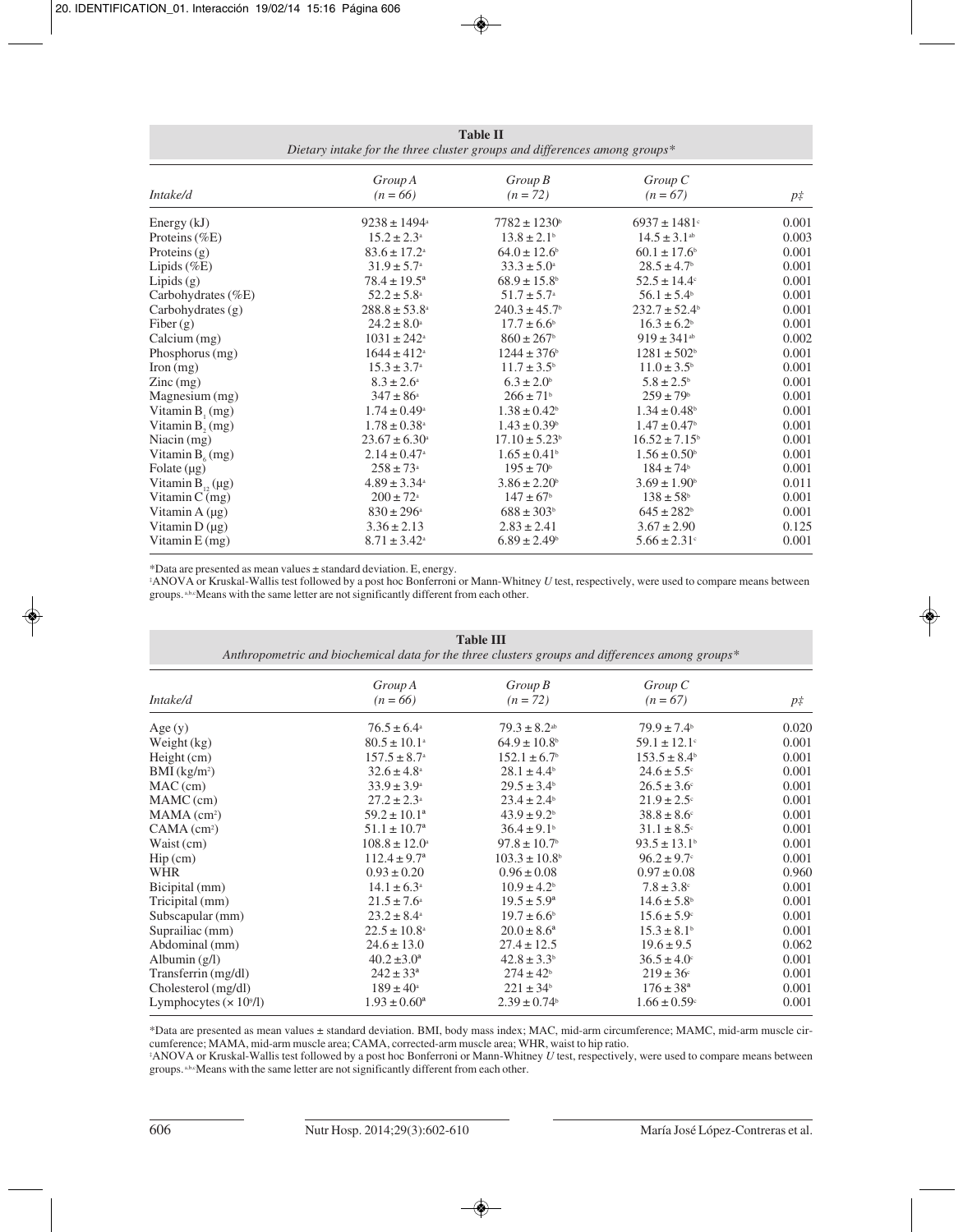**Table II**
*Dietary intake for the three cluster groups and differences among groups**

| Intake/d | Group A (n = 66) | Group B (n = 72) | Group C (n = 67) | p‡ |
|---|---|---|---|---|
| Energy (kJ) | 9238 ± 1494[a] | 7782 ± 1230[b] | 6937 ± 1481[c] | 0.001 |
| Proteins (%E) | 15.2 ± 2.3[a] | 13.8 ± 2.1[b] | 14.5 ± 3.1[ab] | 0.003 |
| Proteins (g) | 83.6 ± 17.2[a] | 64.0 ± 12.6[b] | 60.1 ± 17.6[b] | 0.001 |
| Lipids (%E) | 31.9 ± 5.7[a] | 33.3 ± 5.0[a] | 28.5 ± 4.7[b] | 0.001 |
| Lipids (g) | 78.4 ± 19.5[a] | 68.9 ± 15.8[b] | 52.5 ± 14.4[c] | 0.001 |
| Carbohydrates (%E) | 52.2 ± 5.8[a] | 51.7 ± 5.7[a] | 56.1 ± 5.4[b] | 0.001 |
| Carbohydrates (g) | 288.8 ± 53.8[a] | 240.3 ± 45.7[b] | 232.7 ± 52.4[b] | 0.001 |
| Fiber (g) | 24.2 ± 8.0[a] | 17.7 ± 6.6[b] | 16.3 ± 6.2[b] | 0.001 |
| Calcium (mg) | 1031 ± 242[a] | 860 ± 267[b] | 919 ± 341[ab] | 0.002 |
| Phosphorus (mg) | 1644 ± 412[a] | 1244 ± 376[b] | 1281 ± 502[b] | 0.001 |
| Iron (mg) | 15.3 ± 3.7[a] | 11.7 ± 3.5[b] | 11.0 ± 3.5[b] | 0.001 |
| Zinc (mg) | 8.3 ± 2.6[a] | 6.3 ± 2.0[b] | 5.8 ± 2.5[b] | 0.001 |
| Magnesium (mg) | 347 ± 86[a] | 266 ± 71[b] | 259 ± 79[b] | 0.001 |
| Vitamin $B_1$ (mg) | 1.74 ± 0.49[a] | 1.38 ± 0.42[b] | 1.34 ± 0.48[b] | 0.001 |
| Vitamin $B_2$ (mg) | 1.78 ± 0.38[a] | 1.43 ± 0.39[b] | 1.47 ± 0.47[b] | 0.001 |
| Niacin (mg) | 23.67 ± 6.30[a] | 17.10 ± 5.23[b] | 16.52 ± 7.15[b] | 0.001 |
| Vitamin $B_6$ (mg) | 2.14 ± 0.47[a] | 1.65 ± 0.41[b] | 1.56 ± 0.50[b] | 0.001 |
| Folate (µg) | 258 ± 73[a] | 195 ± 70[b] | 184 ± 74[b] | 0.001 |
| Vitamin $B_{12}$ (µg) | 4.89 ± 3.34[a] | 3.86 ± 2.20[b] | 3.69 ± 1.90[b] | 0.011 |
| Vitamin C (mg) | 200 ± 72[a] | 147 ± 67[b] | 138 ± 58[b] | 0.001 |
| Vitamin A (µg) | 830 ± 296[a] | 688 ± 303[b] | 645 ± 282[b] | 0.001 |
| Vitamin D (µg) | 3.36 ± 2.13 | 2.83 ± 2.41 | 3.67 ± 2.90 | 0.125 |
| Vitamin E (mg) | 8.71 ± 3.42[a] | 6.89 ± 2.49[b] | 5.66 ± 2.31[c] | 0.001 |

*Data are presented as mean values ± standard deviation. E, energy.
‡ANOVA or Kruskal-Wallis test followed by a post hoc Bonferroni or Mann-Whitney *U* test, respectively, were used to compare means between groups. [a,b,c]Means with the same letter are not significantly different from each other.

**Table III**
*Anthropometric and biochemical data for the three clusters groups and differences among groups**

| Intake/d | Group A (n = 66) | Group B (n = 72) | Group C (n = 67) | p‡ |
|---|---|---|---|---|
| Age (y) | 76.5 ± 6.4[a] | 79.3 ± 8.2[ab] | 79.9 ± 7.4[b] | 0.020 |
| Weight (kg) | 80.5 ± 10.1[a] | 64.9 ± 10.8[b] | 59.1 ± 12.1[c] | 0.001 |
| Height (cm) | 157.5 ± 8.7[a] | 152.1 ± 6.7[b] | 153.5 ± 8.4[b] | 0.001 |
| BMI (kg/m²) | 32.6 ± 4.8[a] | 28.1 ± 4.4[b] | 24.6 ± 5.5[c] | 0.001 |
| MAC (cm) | 33.9 ± 3.9[a] | 29.5 ± 3.4[b] | 26.5 ± 3.6[c] | 0.001 |
| MAMC (cm) | 27.2 ± 2.3[a] | 23.4 ± 2.4[b] | 21.9 ± 2.5[c] | 0.001 |
| MAMA (cm²) | 59.2 ± 10.1[a] | 43.9 ± 9.2[b] | 38.8 ± 8.6[c] | 0.001 |
| CAMA (cm²) | 51.1 ± 10.7[a] | 36.4 ± 9.1[b] | 31.1 ± 8.5[c] | 0.001 |
| Waist (cm) | 108.8 ± 12.0[a] | 97.8 ± 10.7[b] | 93.5 ± 13.1[b] | 0.001 |
| Hip (cm) | 112.4 ± 9.7[a] | 103.3 ± 10.8[b] | 96.2 ± 9.7[c] | 0.001 |
| WHR | 0.93 ± 0.20 | 0.96 ± 0.08 | 0.97 ± 0.08 | 0.960 |
| Bicipital (mm) | 14.1 ± 6.3[a] | 10.9 ± 4.2[b] | 7.8 ± 3.8[c] | 0.001 |
| Tricipital (mm) | 21.5 ± 7.6[a] | 19.5 ± 5.9[a] | 14.6 ± 5.8[b] | 0.001 |
| Subscapular (mm) | 23.2 ± 8.4[a] | 19.7 ± 6.6[b] | 15.6 ± 5.9[c] | 0.001 |
| Suprailiac (mm) | 22.5 ± 10.8[a] | 20.0 ± 8.6[a] | 15.3 ± 8.1[b] | 0.001 |
| Abdominal (mm) | 24.6 ± 13.0 | 27.4 ± 12.5 | 19.6 ± 9.5 | 0.062 |
| Albumin (g/l) | 40.2 ± 3.0[a] | 42.8 ± 3.3[b] | 36.5 ± 4.0[c] | 0.001 |
| Transferrin (mg/dl) | 242 ± 33[a] | 274 ± 42[b] | 219 ± 36[c] | 0.001 |
| Cholesterol (mg/dl) | 189 ± 40[a] | 221 ± 34[b] | 176 ± 38[a] | 0.001 |
| Lymphocytes ($\times 10^9$/l) | 1.93 ± 0.60[a] | 2.39 ± 0.74[b] | 1.66 ± 0.59[c] | 0.001 |

*Data are presented as mean values ± standard deviation. BMI, body mass index; MAC, mid-arm circumference; MAMC, mid-arm muscle circumference; MAMA, mid-arm muscle area; CAMA, corrected-arm muscle area; WHR, waist to hip ratio.
‡ANOVA or Kruskal-Wallis test followed by a post hoc Bonferroni or Mann-Whitney *U* test, respectively, were used to compare means between groups. [a,b,c]Means with the same letter are not significantly different from each other.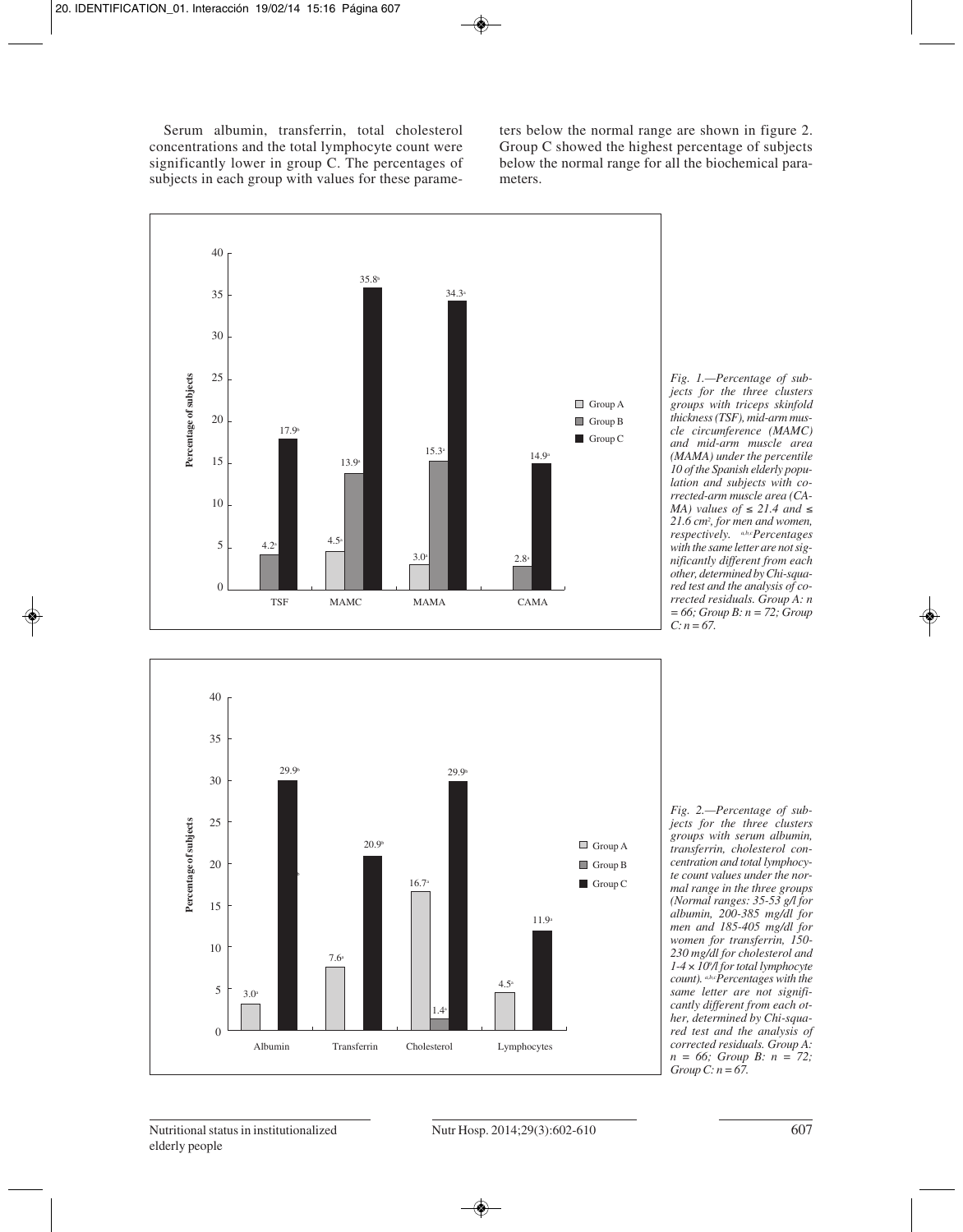Serum albumin, transferrin, total cholesterol concentrations and the total lymphocyte count were significantly lower in group C. The percentages of subjects in each group with values for these parameters below the normal range are shown in figure 2. Group C showed the highest percentage of subjects below the normal range for all the biochemical parameters.

*Fig. 1.—Percentage of subjects for the three clusters groups with triceps skinfold thickness (TSF), mid-arm muscle circumference (MAMC) and mid-arm muscle area (MAMA) under the percentile 10 of the Spanish elderly population and subjects with corrected-arm muscle area (CAMA) values of ≤ 21.4 and ≤ 21.6 cm², for men and women, respectively. [a,b,c]Percentages with the same letter are not significantly different from each other, determined by Chi-squared test and the analysis of corrected residuals. Group A: n = 66; Group B: n = 72; Group C: n = 67.*

*Fig. 2.—Percentage of subjects for the three clusters groups with serum albumin, transferrin, cholesterol concentration and total lymphocyte count values under the normal range in the three groups (Normal ranges: 35-53 g/l for albumin, 200-385 mg/dl for men and 185-405 mg/dl for women for transferrin, 150-230 mg/dl for cholesterol and 1-4 × 10⁹/l for total lymphocyte count). [a,b,c]Percentages with the same letter are not significantly different from each other, determined by Chi-squared test and the analysis of corrected residuals. Group A: n = 66; Group B: n = 72; Group C: n = 67.*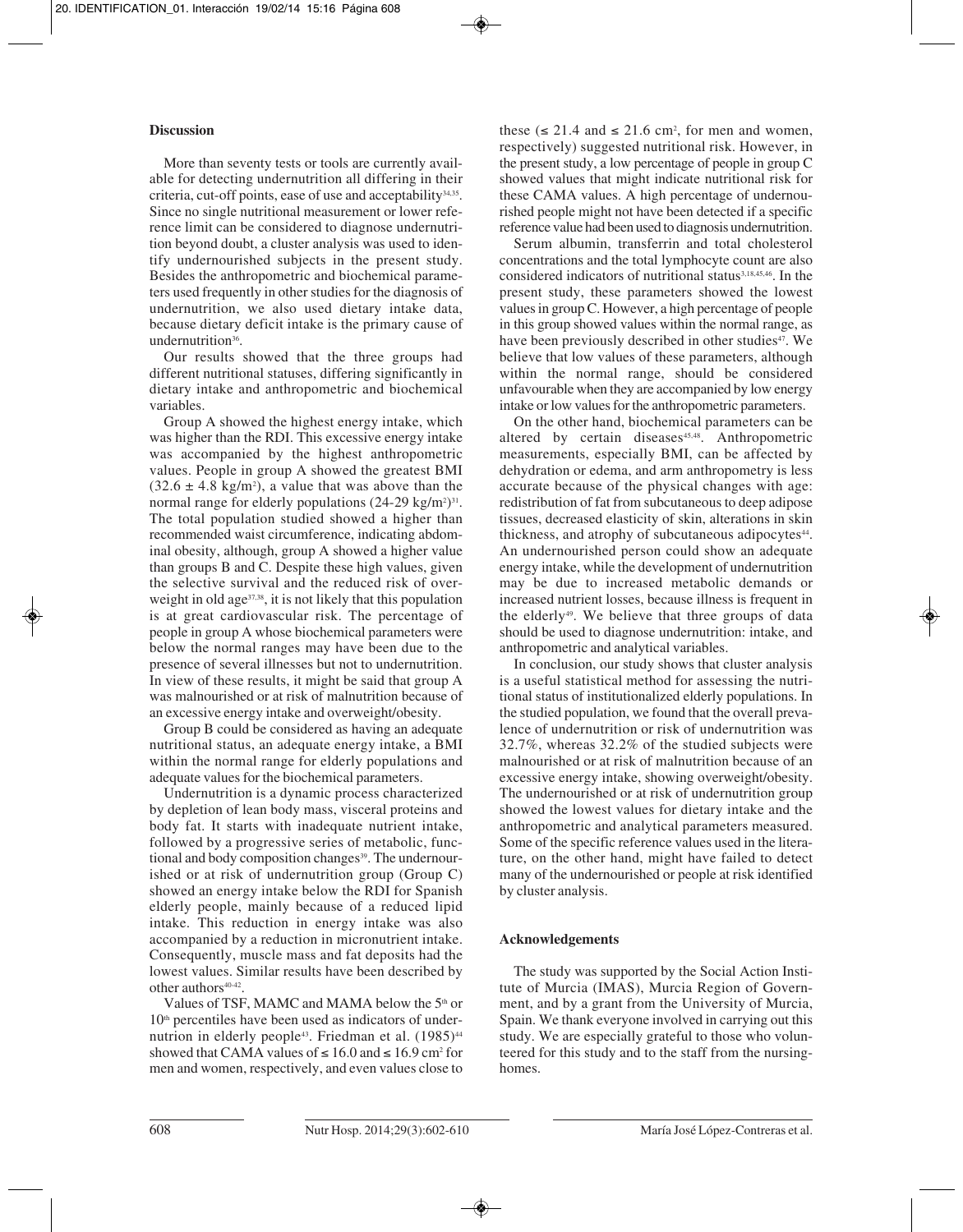## Discussion

More than seventy tests or tools are currently available for detecting undernutrition all differing in their criteria, cut-off points, ease of use and acceptability[34,35]. Since no single nutritional measurement or lower reference limit can be considered to diagnose undernutrition beyond doubt, a cluster analysis was used to identify undernourished subjects in the present study. Besides the anthropometric and biochemical parameters used frequently in other studies for the diagnosis of undernutrition, we also used dietary intake data, because dietary deficit intake is the primary cause of undernutrition[36].

Our results showed that the three groups had different nutritional statuses, differing significantly in dietary intake and anthropometric and biochemical variables.

Group A showed the highest energy intake, which was higher than the RDI. This excessive energy intake was accompanied by the highest anthropometric values. People in group A showed the greatest BMI ($32.6 \pm 4.8$ kg/m$^2$), a value that was above than the normal range for elderly populations (24-29 kg/m$^2$)[31]. The total population studied showed a higher than recommended waist circumference, indicating abdominal obesity, although, group A showed a higher value than groups B and C. Despite these high values, given the selective survival and the reduced risk of overweight in old age[37,38], it is not likely that this population is at great cardiovascular risk. The percentage of people in group A whose biochemical parameters were below the normal ranges may have been due to the presence of several illnesses but not to undernutrition. In view of these results, it might be said that group A was malnourished or at risk of malnutrition because of an excessive energy intake and overweight/obesity.

Group B could be considered as having an adequate nutritional status, an adequate energy intake, a BMI within the normal range for elderly populations and adequate values for the biochemical parameters.

Undernutrition is a dynamic process characterized by depletion of lean body mass, visceral proteins and body fat. It starts with inadequate nutrient intake, followed by a progressive series of metabolic, functional and body composition changes[39]. The undernourished or at risk of undernutrition group (Group C) showed an energy intake below the RDI for Spanish elderly people, mainly because of a reduced lipid intake. This reduction in energy intake was also accompanied by a reduction in micronutrient intake. Consequently, muscle mass and fat deposits had the lowest values. Similar results have been described by other authors[40-42].

Values of TSF, MAMC and MAMA below the 5$^{th}$ or 10$^{th}$ percentiles have been used as indicators of undernutrition in elderly people[43]. Friedman et al. (1985)[44] showed that CAMA values of $\leq 16.0$ and $\leq 16.9$ cm$^2$ for men and women, respectively, and even values close to these ($\leq 21.4$ and $\leq 21.6$ cm$^2$, for men and women, respectively) suggested nutritional risk. However, in the present study, a low percentage of people in group C showed values that might indicate nutritional risk for these CAMA values. A high percentage of undernourished people might not have been detected if a specific reference value had been used to diagnosis undernutrition.

Serum albumin, transferrin and total cholesterol concentrations and the total lymphocyte count are also considered indicators of nutritional status[3,18,45,46]. In the present study, these parameters showed the lowest values in group C. However, a high percentage of people in this group showed values within the normal range, as have been previously described in other studies[47]. We believe that low values of these parameters, although within the normal range, should be considered unfavourable when they are accompanied by low energy intake or low values for the anthropometric parameters.

On the other hand, biochemical parameters can be altered by certain diseases[45,48]. Anthropometric measurements, especially BMI, can be affected by dehydration or edema, and arm anthropometry is less accurate because of the physical changes with age: redistribution of fat from subcutaneous to deep adipose tissues, decreased elasticity of skin, alterations in skin thickness, and atrophy of subcutaneous adipocytes[44]. An undernourished person could show an adequate energy intake, while the development of undernutrition may be due to increased metabolic demands or increased nutrient losses, because illness is frequent in the elderly[49]. We believe that three groups of data should be used to diagnose undernutrition: intake, and anthropometric and analytical variables.

In conclusion, our study shows that cluster analysis is a useful statistical method for assessing the nutritional status of institutionalized elderly populations. In the studied population, we found that the overall prevalence of undernutrition or risk of undernutrition was 32.7%, whereas 32.2% of the studied subjects were malnourished or at risk of malnutrition because of an excessive energy intake, showing overweight/obesity. The undernourished or at risk of undernutrition group showed the lowest values for dietary intake and the anthropometric and analytical parameters measured. Some of the specific reference values used in the literature, on the other hand, might have failed to detect many of the undernourished or people at risk identified by cluster analysis.

## Acknowledgements

The study was supported by the Social Action Institute of Murcia (IMAS), Murcia Region of Government, and by a grant from the University of Murcia, Spain. We thank everyone involved in carrying out this study. We are especially grateful to those who volunteered for this study and to the staff from the nursing-homes.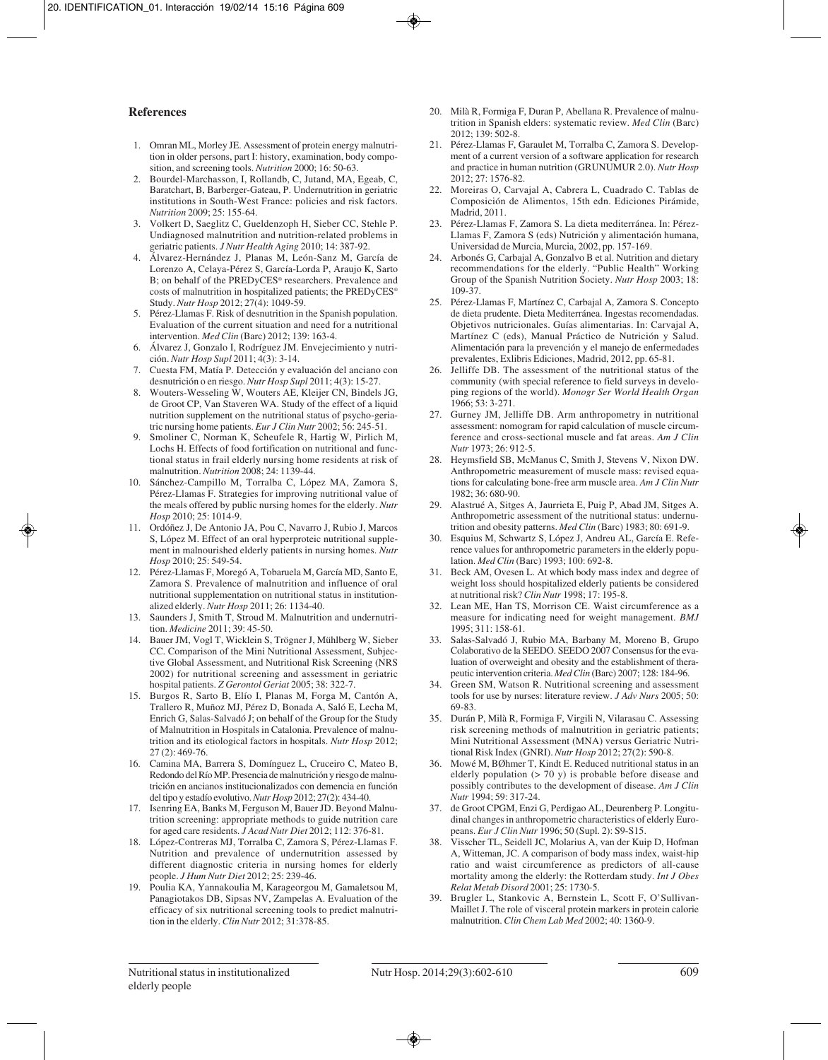## References

1. Omran ML, Morley JE. Assessment of protein energy malnutrition in older persons, part I: history, examination, body composition, and screening tools. *Nutrition* 2000; 16: 50-63.
2. Bourdel-Marchasson, I, Rollandb, C, Jutand, MA, Egeab, C, Baratchart, B, Barberger-Gateau, P. Undernutrition in geriatric institutions in South-West France: policies and risk factors. *Nutrition* 2009; 25: 155-64.
3. Volkert D, Saeglitz C, Gueldenzoph H, Sieber CC, Stehle P. Undiagnosed malnutrition and nutrition-related problems in geriatric patients. *J Nutr Health Aging* 2010; 14: 387-92.
4. Álvarez-Hernández J, Planas M, León-Sanz M, García de Lorenzo A, Celaya-Pérez S, García-Lorda P, Araujo K, Sarto B; on behalf of the PREDyCES® researchers. Prevalence and costs of malnutrition in hospitalized patients; the PREDyCES® Study. *Nutr Hosp* 2012; 27(4): 1049-59.
5. Pérez-Llamas F. Risk of desnutrition in the Spanish population. Evaluation of the current situation and need for a nutritional intervention. *Med Clin* (Barc) 2012; 139: 163-4.
6. Álvarez J, Gonzalo I, Rodríguez JM. Envejecimiento y nutrición. *Nutr Hosp Supl* 2011; 4(3): 3-14.
7. Cuesta FM, Matía P. Detección y evaluación del anciano con desnutrición o en riesgo. *Nutr Hosp Supl* 2011; 4(3): 15-27.
8. Wouters-Wesseling W, Wouters AE, Kleijer CN, Bindels JG, de Groot CP, Van Staveren WA. Study of the effect of a liquid nutrition supplement on the nutritional status of psycho-geriatric nursing home patients. *Eur J Clin Nutr* 2002; 56: 245-51.
9. Smoliner C, Norman K, Scheufele R, Hartig W, Pirlich M, Lochs H. Effects of food fortification on nutritional and functional status in frail elderly nursing home residents at risk of malnutrition. *Nutrition* 2008; 24: 1139-44.
10. Sánchez-Campillo M, Torralba C, López MA, Zamora S, Pérez-Llamas F. Strategies for improving nutritional value of the meals offered by public nursing homes for the elderly. *Nutr Hosp* 2010; 25: 1014-9.
11. Ordóñez J, De Antonio JA, Pou C, Navarro J, Rubio J, Marcos S, López M. Effect of an oral hyperproteic nutritional supplement in malnourished elderly patients in nursing homes. *Nutr Hosp* 2010; 25: 549-54.
12. Pérez-Llamas F, Moregó A, Tobaruela M, García MD, Santo E, Zamora S. Prevalence of malnutrition and influence of oral nutritional supplementation on nutritional status in institutionalized elderly. *Nutr Hosp* 2011; 26: 1134-40.
13. Saunders J, Smith T, Stroud M. Malnutrition and undernutrition. *Medicine* 2011; 39: 45-50.
14. Bauer JM, Vogl T, Wicklein S, Trögner J, Mühlberg W, Sieber CC. Comparison of the Mini Nutritional Assessment, Subjective Global Assessment, and Nutritional Risk Screening (NRS 2002) for nutritional screening and assessment in geriatric hospital patients. *Z Gerontol Geriat* 2005; 38: 322-7.
15. Burgos R, Sarto B, Elío I, Planas M, Forga M, Cantón A, Trallero R, Muñoz MJ, Pérez D, Bonada A, Saló E, Lecha M, Enrich G, Salas-Salvadó J; on behalf of the Group for the Study of Malnutrition in Hospitals in Catalonia. Prevalence of malnutrition and its etiological factors in hospitals. *Nutr Hosp* 2012; 27 (2): 469-76.
16. Camina MA, Barrera S, Domínguez L, Cruceiro C, Mateo B, Redondo del Río MP. Presencia de malnutrición y riesgo de malnutrición en ancianos institucionalizados con demencia en función del tipo y estadío evolutivo. *Nutr Hosp* 2012; 27(2): 434-40.
17. Isenring EA, Banks M, Ferguson M, Bauer JD. Beyond Malnutrition screening: appropriate methods to guide nutrition care for aged care residents. *J Acad Nutr Diet* 2012; 112: 376-81.
18. López-Contreras MJ, Torralba C, Zamora S, Pérez-Llamas F. Nutrition and prevalence of undernutrition assessed by different diagnostic criteria in nursing homes for elderly people. *J Hum Nutr Diet* 2012; 25: 239-46.
19. Poulia KA, Yannakoulia M, Karageorgou M, Gamaletsou M, Panagiotakos DB, Sipsas NV, Zampelas A. Evaluation of the efficacy of six nutritional screening tools to predict malnutrition in the elderly. *Clin Nutr* 2012; 31:378-85.
20. Milà R, Formiga F, Duran P, Abellana R. Prevalence of malnutrition in Spanish elders: systematic review. *Med Clin* (Barc) 2012; 139: 502-8.
21. Pérez-Llamas F, Garaulet M, Torralba C, Zamora S. Development of a current version of a software application for research and practice in human nutrition (GRUNUMUR 2.0). *Nutr Hosp* 2012; 27: 1576-82.
22. Moreiras O, Carvajal A, Cabrera L, Cuadrado C. Tablas de Composición de Alimentos, 15th edn. Ediciones Pirámide, Madrid, 2011.
23. Pérez-Llamas F, Zamora S. La dieta mediterránea. In: Pérez-Llamas F, Zamora S (eds) Nutrición y alimentación humana, Universidad de Murcia, Murcia, 2002, pp. 157-169.
24. Arbonés G, Carbajal A, Gonzalvo B et al. Nutrition and dietary recommendations for the elderly. "Public Health" Working Group of the Spanish Nutrition Society. *Nutr Hosp* 2003; 18: 109-37.
25. Pérez-Llamas F, Martínez C, Carbajal A, Zamora S. Concepto de dieta prudente. Dieta Mediterránea. Ingestas recomendadas. Objetivos nutricionales. Guías alimentarias. In: Carvajal A, Martínez C (eds), Manual Práctico de Nutrición y Salud. Alimentación para la prevención y el manejo de enfermedades prevalentes, Exlibris Ediciones, Madrid, 2012, pp. 65-81.
26. Jelliffe DB. The assessment of the nutritional status of the community (with special reference to field surveys in developing regions of the world). *Monogr Ser World Health Organ* 1966; 53: 3-271.
27. Gurney JM, Jelliffe DB. Arm anthropometry in nutritional assessment: nomogram for rapid calculation of muscle circumference and cross-sectional muscle and fat areas. *Am J Clin Nutr* 1973; 26: 912-5.
28. Heymsfield SB, McManus C, Smith J, Stevens V, Nixon DW. Anthropometric measurement of muscle mass: revised equations for calculating bone-free arm muscle area. *Am J Clin Nutr* 1982; 36: 680-90.
29. Alastrué A, Sitges A, Jaurrieta E, Puig P, Abad JM, Sitges A. Anthropometric assessment of the nutritional status: undernutrition and obesity patterns. *Med Clin* (Barc) 1983; 80: 691-9.
30. Esquius M, Schwartz S, López J, Andreu AL, García E. Reference values for anthropometric parameters in the elderly population. *Med Clin* (Barc) 1993; 100: 692-8.
31. Beck AM, Ovesen L. At which body mass index and degree of weight loss should hospitalized elderly patients be considered at nutritional risk? *Clin Nutr* 1998; 17: 195-8.
32. Lean ME, Han TS, Morrison CE. Waist circumference as a measure for indicating need for weight management. *BMJ* 1995; 311: 158-61.
33. Salas-Salvadó J, Rubio MA, Barbany M, Moreno B, Grupo Colaborativo de la SEEDO. SEEDO 2007 Consensus for the evaluation of overweight and obesity and the establishment of therapeutic intervention criteria. *Med Clin* (Barc) 2007; 128: 184-96.
34. Green SM, Watson R. Nutritional screening and assessment tools for use by nurses: literature review. *J Adv Nurs* 2005; 50: 69-83.
35. Durán P, Milà R, Formiga F, Virgili N, Vilarasau C. Assessing risk screening methods of malnutrition in geriatric patients; Mini Nutritional Assessment (MNA) versus Geriatric Nutritional Risk Index (GNRI). *Nutr Hosp* 2012; 27(2): 590-8.
36. Mowé M, BØhmer T, Kindt E. Reduced nutritional status in an elderly population (> 70 y) is probable before disease and possibly contributes to the development of disease. *Am J Clin Nutr* 1994; 59: 317-24.
37. de Groot CPGM, Enzi G, Perdigao AL, Deurenberg P. Longitudinal changes in anthropometric characteristics of elderly Europeans. *Eur J Clin Nutr* 1996; 50 (Supl. 2): S9-S15.
38. Visscher TL, Seidell JC, Molarius A, van der Kuip D, Hofman A, Witteman, JC. A comparison of body mass index, waist-hip ratio and waist circumference as predictors of all-cause mortality among the elderly: the Rotterdam study. *Int J Obes Relat Metab Disord* 2001; 25: 1730-5.
39. Brugler L, Stankovic A, Bernstein L, Scott F, O'Sullivan-Maillet J. The role of visceral protein markers in protein calorie malnutrition. *Clin Chem Lab Med* 2002; 40: 1360-9.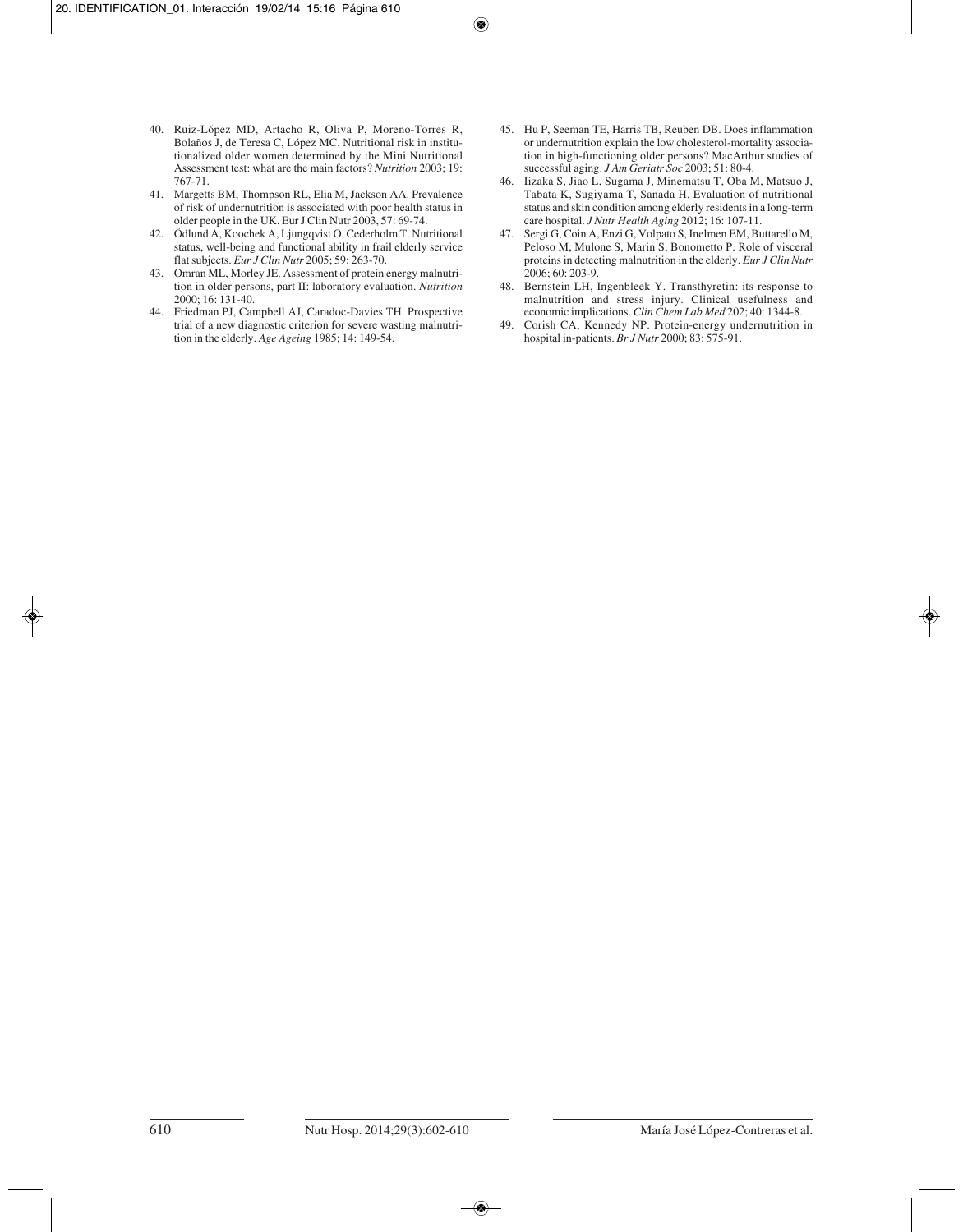40. Ruiz-López MD, Artacho R, Oliva P, Moreno-Torres R, Bolaños J, de Teresa C, López MC. Nutritional risk in institutionalized older women determined by the Mini Nutritional Assessment test: what are the main factors? *Nutrition* 2003; 19: 767-71.
41. Margetts BM, Thompson RL, Elia M, Jackson AA. Prevalence of risk of undernutrition is associated with poor health status in older people in the UK. Eur J Clin Nutr 2003, 57: 69-74.
42. Ödlund A, Koochek A, Ljungqvist O, Cederholm T. Nutritional status, well-being and functional ability in frail elderly service flat subjects. *Eur J Clin Nutr* 2005; 59: 263-70.
43. Omran ML, Morley JE. Assessment of protein energy malnutrition in older persons, part II: laboratory evaluation. *Nutrition* 2000; 16: 131-40.
44. Friedman PJ, Campbell AJ, Caradoc-Davies TH. Prospective trial of a new diagnostic criterion for severe wasting malnutrition in the elderly. *Age Ageing* 1985; 14: 149-54.
45. Hu P, Seeman TE, Harris TB, Reuben DB. Does inflammation or undernutrition explain the low cholesterol-mortality association in high-functioning older persons? MacArthur studies of successful aging. *J Am Geriatr Soc* 2003; 51: 80-4.
46. Iizaka S, Jiao L, Sugama J, Minematsu T, Oba M, Matsuo J, Tabata K, Sugiyama T, Sanada H. Evaluation of nutritional status and skin condition among elderly residents in a long-term care hospital. *J Nutr Health Aging* 2012; 16: 107-11.
47. Sergi G, Coin A, Enzi G, Volpato S, Inelmen EM, Buttarello M, Peloso M, Mulone S, Marin S, Bonometto P. Role of visceral proteins in detecting malnutrition in the elderly. *Eur J Clin Nutr* 2006; 60: 203-9.
48. Bernstein LH, Ingenbleek Y. Transthyretin: its response to malnutrition and stress injury. Clinical usefulness and economic implications. *Clin Chem Lab Med* 202; 40: 1344-8.
49. Corish CA, Kennedy NP. Protein-energy undernutrition in hospital in-patients. *Br J Nutr* 2000; 83: 575-91.